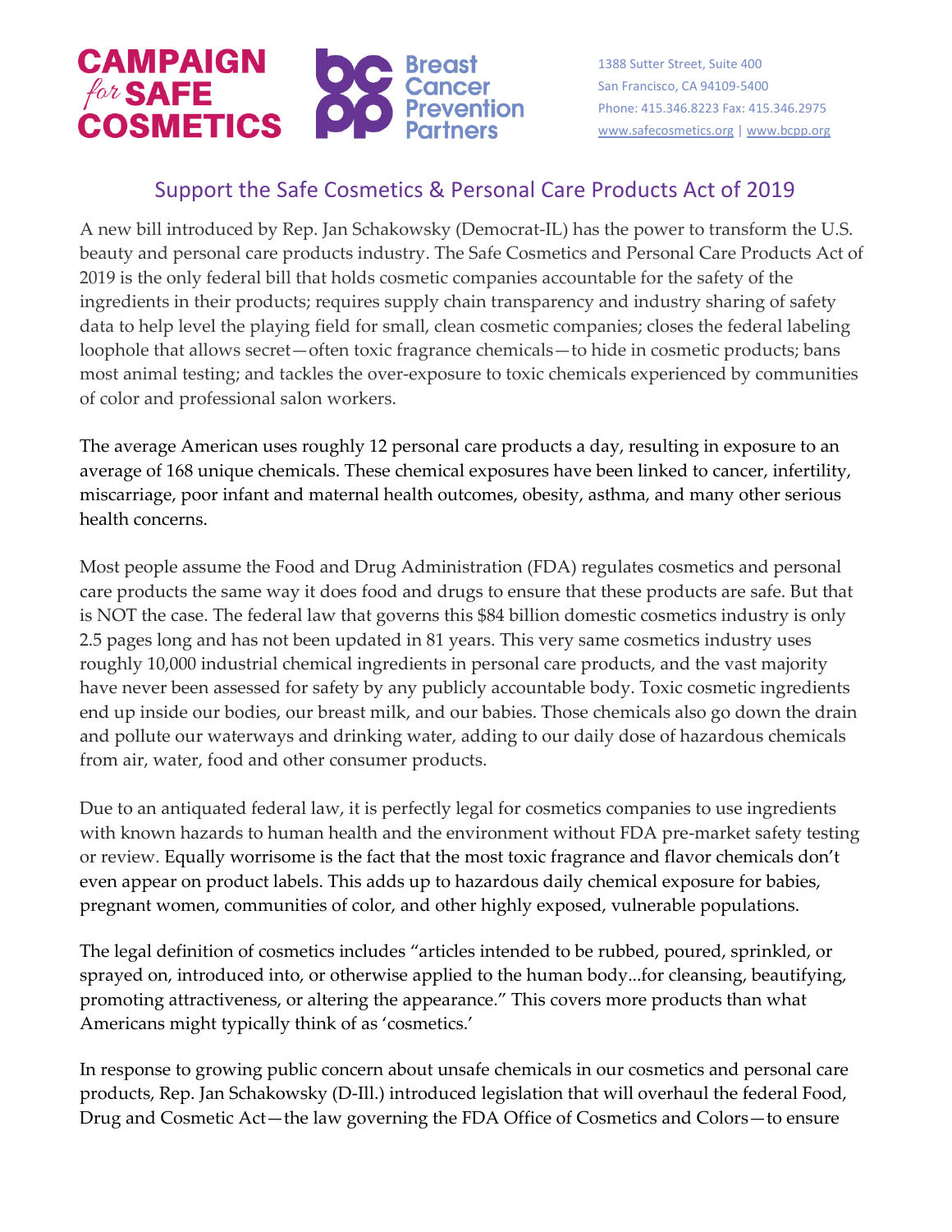# CAMPAIGN *for* SAFE COSMETICS | Breast Cancer Prevention Partners

1388 Sutter Street, Suite 400
San Francisco, CA 94109-5400
Phone: 415.346.8223 Fax: 415.346.2975
www.safecosmetics.org | www.bcpp.org

## Support the Safe Cosmetics & Personal Care Products Act of 2019

A new bill introduced by Rep. Jan Schakowsky (Democrat-IL) has the power to transform the U.S. beauty and personal care products industry. The Safe Cosmetics and Personal Care Products Act of 2019 is the only federal bill that holds cosmetic companies accountable for the safety of the ingredients in their products; requires supply chain transparency and industry sharing of safety data to help level the playing field for small, clean cosmetic companies; closes the federal labeling loophole that allows secret—often toxic fragrance chemicals—to hide in cosmetic products; bans most animal testing; and tackles the over-exposure to toxic chemicals experienced by communities of color and professional salon workers.

The average American uses roughly 12 personal care products a day, resulting in exposure to an average of 168 unique chemicals. These chemical exposures have been linked to cancer, infertility, miscarriage, poor infant and maternal health outcomes, obesity, asthma, and many other serious health concerns.

Most people assume the Food and Drug Administration (FDA) regulates cosmetics and personal care products the same way it does food and drugs to ensure that these products are safe. But that is NOT the case. The federal law that governs this $84 billion domestic cosmetics industry is only 2.5 pages long and has not been updated in 81 years. This very same cosmetics industry uses roughly 10,000 industrial chemical ingredients in personal care products, and the vast majority have never been assessed for safety by any publicly accountable body. Toxic cosmetic ingredients end up inside our bodies, our breast milk, and our babies. Those chemicals also go down the drain and pollute our waterways and drinking water, adding to our daily dose of hazardous chemicals from air, water, food and other consumer products.

Due to an antiquated federal law, it is perfectly legal for cosmetics companies to use ingredients with known hazards to human health and the environment without FDA pre-market safety testing or review. Equally worrisome is the fact that the most toxic fragrance and flavor chemicals don't even appear on product labels. This adds up to hazardous daily chemical exposure for babies, pregnant women, communities of color, and other highly exposed, vulnerable populations.

The legal definition of cosmetics includes "articles intended to be rubbed, poured, sprinkled, or sprayed on, introduced into, or otherwise applied to the human body...for cleansing, beautifying, promoting attractiveness, or altering the appearance." This covers more products than what Americans might typically think of as 'cosmetics.'

In response to growing public concern about unsafe chemicals in our cosmetics and personal care products, Rep. Jan Schakowsky (D-Ill.) introduced legislation that will overhaul the federal Food, Drug and Cosmetic Act—the law governing the FDA Office of Cosmetics and Colors—to ensure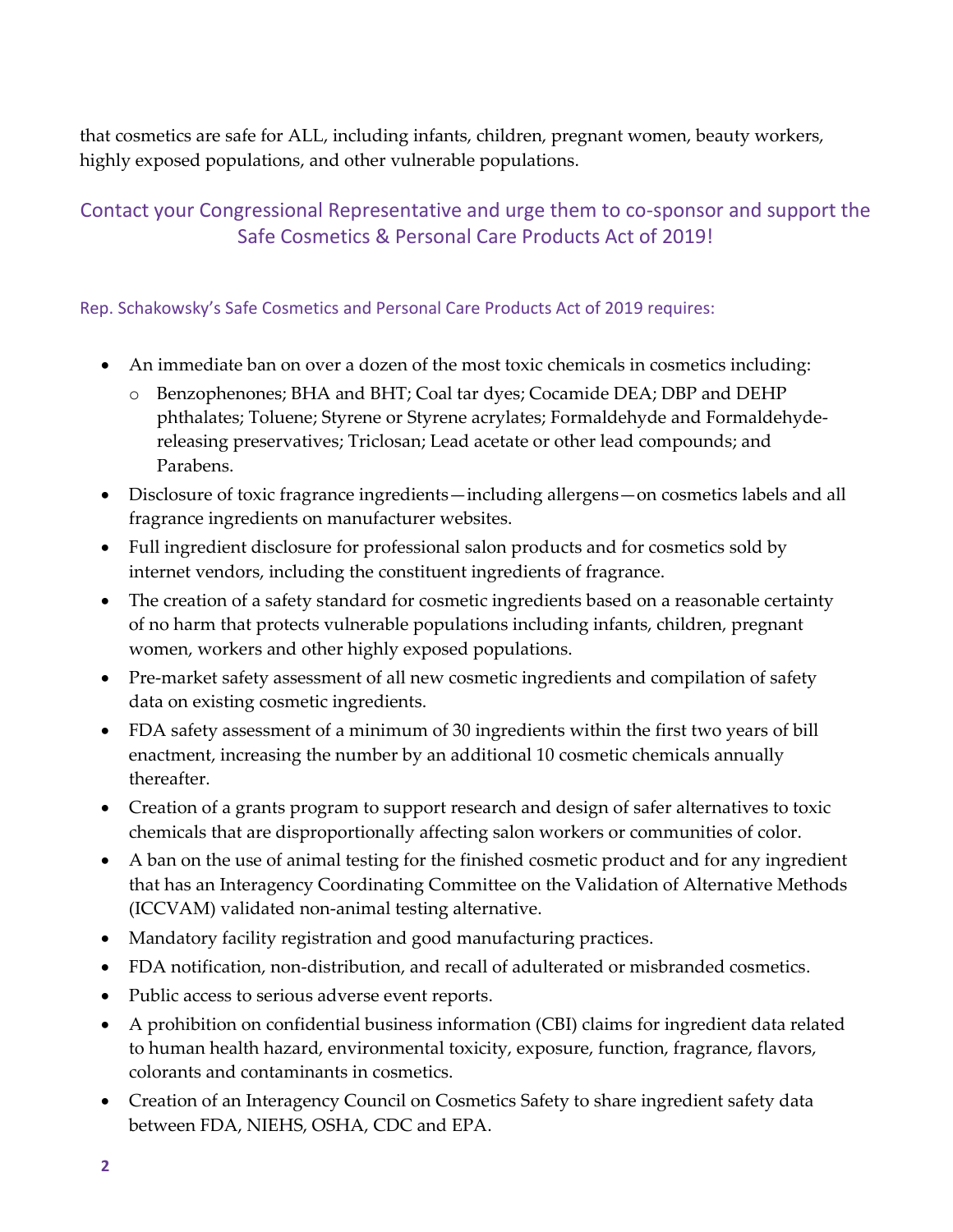that cosmetics are safe for ALL, including infants, children, pregnant women, beauty workers, highly exposed populations, and other vulnerable populations.

## Contact your Congressional Representative and urge them to co-sponsor and support the Safe Cosmetics & Personal Care Products Act of 2019!

### Rep. Schakowsky's Safe Cosmetics and Personal Care Products Act of 2019 requires:

- An immediate ban on over a dozen of the most toxic chemicals in cosmetics including:
  - Benzophenones; BHA and BHT; Coal tar dyes; Cocamide DEA; DBP and DEHP phthalates; Toluene; Styrene or Styrene acrylates; Formaldehyde and Formaldehyde-releasing preservatives; Triclosan; Lead acetate or other lead compounds; and Parabens.
- Disclosure of toxic fragrance ingredients—including allergens—on cosmetics labels and all fragrance ingredients on manufacturer websites.
- Full ingredient disclosure for professional salon products and for cosmetics sold by internet vendors, including the constituent ingredients of fragrance.
- The creation of a safety standard for cosmetic ingredients based on a reasonable certainty of no harm that protects vulnerable populations including infants, children, pregnant women, workers and other highly exposed populations.
- Pre-market safety assessment of all new cosmetic ingredients and compilation of safety data on existing cosmetic ingredients.
- FDA safety assessment of a minimum of 30 ingredients within the first two years of bill enactment, increasing the number by an additional 10 cosmetic chemicals annually thereafter.
- Creation of a grants program to support research and design of safer alternatives to toxic chemicals that are disproportionally affecting salon workers or communities of color.
- A ban on the use of animal testing for the finished cosmetic product and for any ingredient that has an Interagency Coordinating Committee on the Validation of Alternative Methods (ICCVAM) validated non-animal testing alternative.
- Mandatory facility registration and good manufacturing practices.
- FDA notification, non-distribution, and recall of adulterated or misbranded cosmetics.
- Public access to serious adverse event reports.
- A prohibition on confidential business information (CBI) claims for ingredient data related to human health hazard, environmental toxicity, exposure, function, fragrance, flavors, colorants and contaminants in cosmetics.
- Creation of an Interagency Council on Cosmetics Safety to share ingredient safety data between FDA, NIEHS, OSHA, CDC and EPA.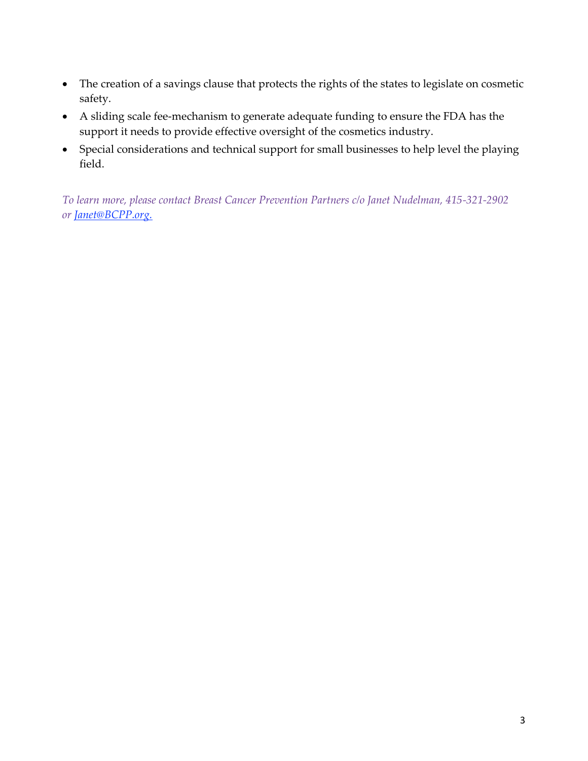- The creation of a savings clause that protects the rights of the states to legislate on cosmetic safety.
- A sliding scale fee-mechanism to generate adequate funding to ensure the FDA has the support it needs to provide effective oversight of the cosmetics industry.
- Special considerations and technical support for small businesses to help level the playing field.

*To learn more, please contact Breast Cancer Prevention Partners c/o Janet Nudelman, 415-321-2902 or [Janet@BCPP.org.](mailto:Janet@BCPP.org)*